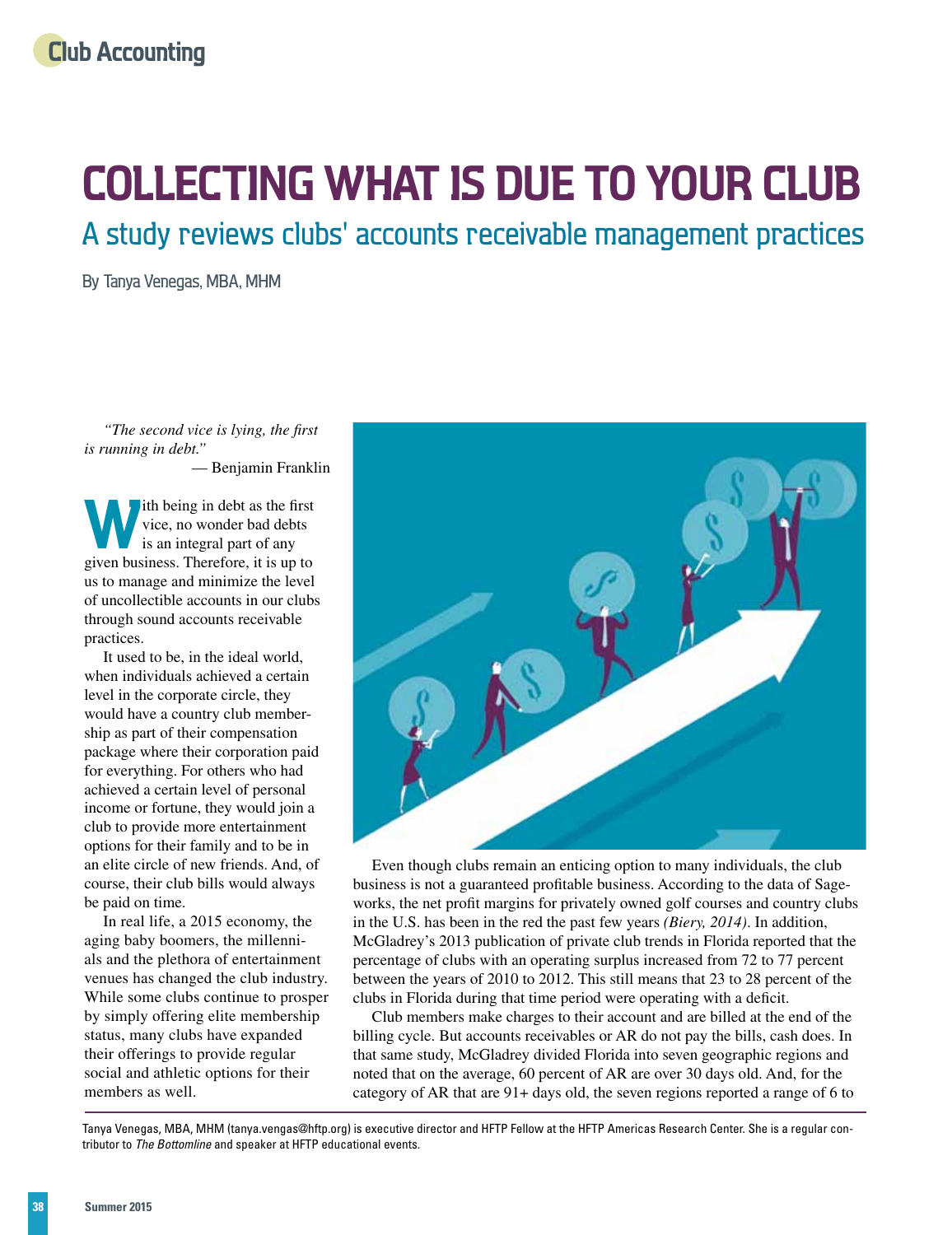# COLLECTING WHAT IS DUE TO YOUR CLUB

## A study reviews clubs' accounts receivable management practices

By Tanya Venegas, MBA, MHM

*"The second vice is lying, the first is running in debt."*
— Benjamin Franklin

With being in debt as the first vice, no wonder bad debts is an integral part of any given business. Therefore, it is up to us to manage and minimize the level of uncollectible accounts in our clubs through sound accounts receivable practices.

It used to be, in the ideal world, when individuals achieved a certain level in the corporate circle, they would have a country club membership as part of their compensation package where their corporation paid for everything. For others who had achieved a certain level of personal income or fortune, they would join a club to provide more entertainment options for their family and to be in an elite circle of new friends. And, of course, their club bills would always be paid on time.

In real life, a 2015 economy, the aging baby boomers, the millennials and the plethora of entertainment venues has changed the club industry. While some clubs continue to prosper by simply offering elite membership status, many clubs have expanded their offerings to provide regular social and athletic options for their members as well.

Even though clubs remain an enticing option to many individuals, the club business is not a guaranteed profitable business. According to the data of Sageworks, the net profit margins for privately owned golf courses and country clubs in the U.S. has been in the red the past few years *(Biery, 2014)*. In addition, McGladrey's 2013 publication of private club trends in Florida reported that the percentage of clubs with an operating surplus increased from 72 to 77 percent between the years of 2010 to 2012. This still means that 23 to 28 percent of the clubs in Florida during that time period were operating with a deficit.

Club members make charges to their account and are billed at the end of the billing cycle. But accounts receivables or AR do not pay the bills, cash does. In that same study, McGladrey divided Florida into seven geographic regions and noted that on the average, 60 percent of AR are over 30 days old. And, for the category of AR that are 91+ days old, the seven regions reported a range of 6 to

Tanya Venegas, MBA, MHM (tanya.vengas@hftp.org) is executive director and HFTP Fellow at the HFTP Americas Research Center. She is a regular contributor to *The Bottomline* and speaker at HFTP educational events.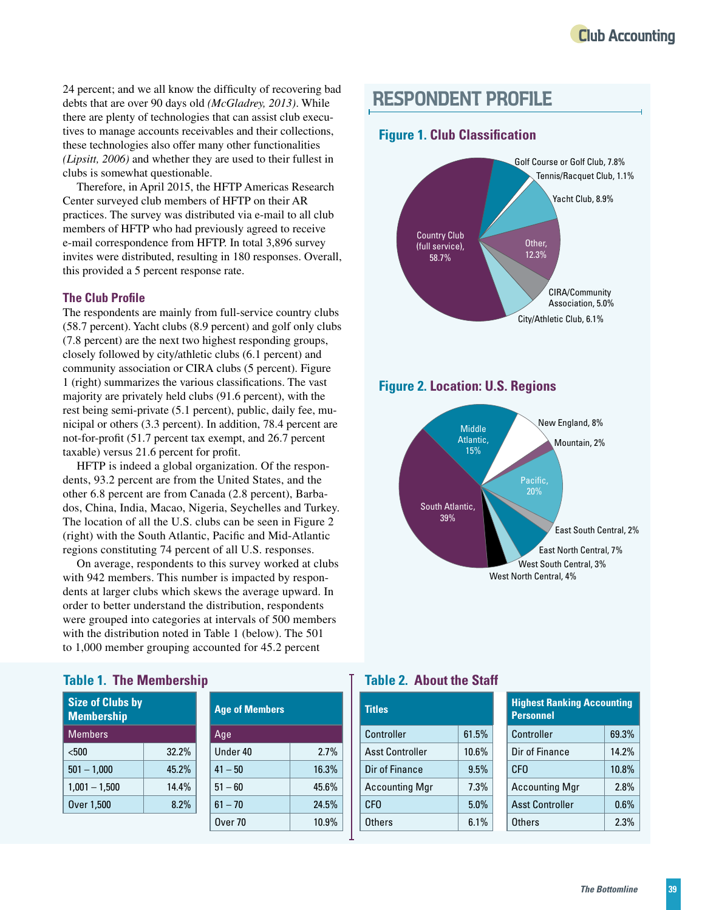24 percent; and we all know the difficulty of recovering bad debts that are over 90 days old *(McGladrey, 2013)*. While there are plenty of technologies that can assist club executives to manage accounts receivables and their collections, these technologies also offer many other functionalities *(Lipsitt, 2006)* and whether they are used to their fullest in clubs is somewhat questionable.

Therefore, in April 2015, the HFTP Americas Research Center surveyed club members of HFTP on their AR practices. The survey was distributed via e-mail to all club members of HFTP who had previously agreed to receive e-mail correspondence from HFTP. In total 3,896 survey invites were distributed, resulting in 180 responses. Overall, this provided a 5 percent response rate.

### The Club Profile

The respondents are mainly from full-service country clubs (58.7 percent). Yacht clubs (8.9 percent) and golf only clubs (7.8 percent) are the next two highest responding groups, closely followed by city/athletic clubs (6.1 percent) and community association or CIRA clubs (5 percent). Figure 1 (right) summarizes the various classifications. The vast majority are privately held clubs (91.6 percent), with the rest being semi-private (5.1 percent), public, daily fee, municipal or others (3.3 percent). In addition, 78.4 percent are not-for-profit (51.7 percent tax exempt, and 26.7 percent taxable) versus 21.6 percent for profit.

HFTP is indeed a global organization. Of the respondents, 93.2 percent are from the United States, and the other 6.8 percent are from Canada (2.8 percent), Barbados, China, India, Macao, Nigeria, Seychelles and Turkey. The location of all the U.S. clubs can be seen in Figure 2 (right) with the South Atlantic, Pacific and Mid-Atlantic regions constituting 74 percent of all U.S. responses.

On average, respondents to this survey worked at clubs with 942 members. This number is impacted by respondents at larger clubs which skews the average upward. In order to better understand the distribution, respondents were grouped into categories at intervals of 500 members with the distribution noted in Table 1 (below). The 501 to 1,000 member grouping accounted for 45.2 percent

## RESPONDENT PROFILE

### Figure 1. Club Classification

| Classification | Percent |
|---|---|
| Country Club (full service) | 58.7% |
| Golf Course or Golf Club | 7.8% |
| Tennis/Racquet Club | 1.1% |
| Yacht Club | 8.9% |
| Other | 12.3% |
| CIRA/Community Association | 5.0% |
| City/Athletic Club | 6.1% |

### Figure 2. Location: U.S. Regions

| Region | Percent |
|---|---|
| Middle Atlantic | 15% |
| New England | 8% |
| Mountain | 2% |
| Pacific | 20% |
| East South Central | 2% |
| East North Central | 7% |
| West South Central | 3% |
| West North Central | 4% |
| South Atlantic | 39% |

### Table 1. The Membership

| Size of Clubs by Membership: Members | |
|---|---|
| <500 | 32.2% |
| 501 – 1,000 | 45.2% |
| 1,001 – 1,500 | 14.4% |
| Over 1,500 | 8.2% |

| Age of Members: Age | |
|---|---|
| Under 40 | 2.7% |
| 41 – 50 | 16.3% |
| 51 – 60 | 45.6% |
| 61 – 70 | 24.5% |
| Over 70 | 10.9% |

### Table 2. About the Staff

| Titles | |
|---|---|
| Controller | 61.5% |
| Asst Controller | 10.6% |
| Dir of Finance | 9.5% |
| Accounting Mgr | 7.3% |
| CFO | 5.0% |
| Others | 6.1% |

| Highest Ranking Accounting Personnel | |
|---|---|
| Controller | 69.3% |
| Dir of Finance | 14.2% |
| CFO | 10.8% |
| Accounting Mgr | 2.8% |
| Asst Controller | 0.6% |
| Others | 2.3% |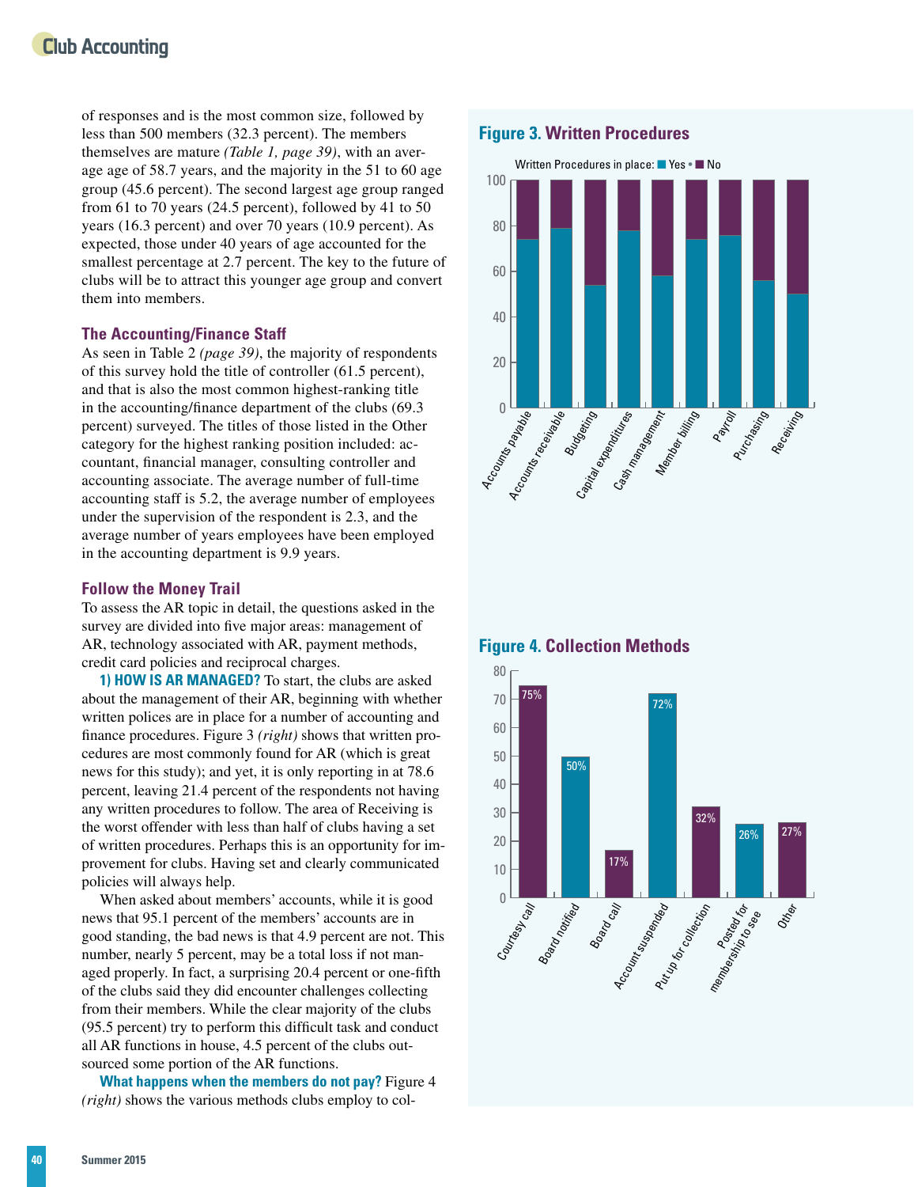of responses and is the most common size, followed by less than 500 members (32.3 percent). The members themselves are mature *(Table 1, page 39)*, with an average age of 58.7 years, and the majority in the 51 to 60 age group (45.6 percent). The second largest age group ranged from 61 to 70 years (24.5 percent), followed by 41 to 50 years (16.3 percent) and over 70 years (10.9 percent). As expected, those under 40 years of age accounted for the smallest percentage at 2.7 percent. The key to the future of clubs will be to attract this younger age group and convert them into members.

### The Accounting/Finance Staff

As seen in Table 2 *(page 39)*, the majority of respondents of this survey hold the title of controller (61.5 percent), and that is also the most common highest-ranking title in the accounting/finance department of the clubs (69.3 percent) surveyed. The titles of those listed in the Other category for the highest ranking position included: accountant, financial manager, consulting controller and accounting associate. The average number of full-time accounting staff is 5.2, the average number of employees under the supervision of the respondent is 2.3, and the average number of years employees have been employed in the accounting department is 9.9 years.

### Follow the Money Trail

To assess the AR topic in detail, the questions asked in the survey are divided into five major areas: management of AR, technology associated with AR, payment methods, credit card policies and reciprocal charges.

**1) HOW IS AR MANAGED?** To start, the clubs are asked about the management of their AR, beginning with whether written polices are in place for a number of accounting and finance procedures. Figure 3 *(right)* shows that written procedures are most commonly found for AR (which is great news for this study); and yet, it is only reporting in at 78.6 percent, leaving 21.4 percent of the respondents not having any written procedures to follow. The area of Receiving is the worst offender with less than half of clubs having a set of written procedures. Perhaps this is an opportunity for improvement for clubs. Having set and clearly communicated policies will always help.

When asked about members' accounts, while it is good news that 95.1 percent of the members' accounts are in good standing, the bad news is that 4.9 percent are not. This number, nearly 5 percent, may be a total loss if not managed properly. In fact, a surprising 20.4 percent or one-fifth of the clubs said they did encounter challenges collecting from their members. While the clear majority of the clubs (95.5 percent) try to perform this difficult task and conduct all AR functions in house, 4.5 percent of the clubs outsourced some portion of the AR functions.

**What happens when the members do not pay?** Figure 4 *(right)* shows the various methods clubs employ to col-

**Figure 3. Written Procedures**

Written Procedures in place: Yes • No

| Procedure | Yes (approx. %) | No (approx. %) |
|---|---|---|
| Accounts payable | 74 | 26 |
| Accounts receivable | 78.6 | 21.4 |
| Budgeting | 54 | 46 |
| Capital expenditures | 78 | 22 |
| Cash management | 58 | 42 |
| Member billing | 74 | 26 |
| Payroll | 76 | 24 |
| Purchasing | 56 | 44 |
| Receiving | 50 | 50 |

**Figure 4. Collection Methods**

| Method | Percent |
|---|---|
| Courtesy call | 75% |
| Board notified | 50% |
| Board call | 17% |
| Account suspended | 72% |
| Put up for collection | 32% |
| Posted for membership to see | 26% |
| Other | 27% |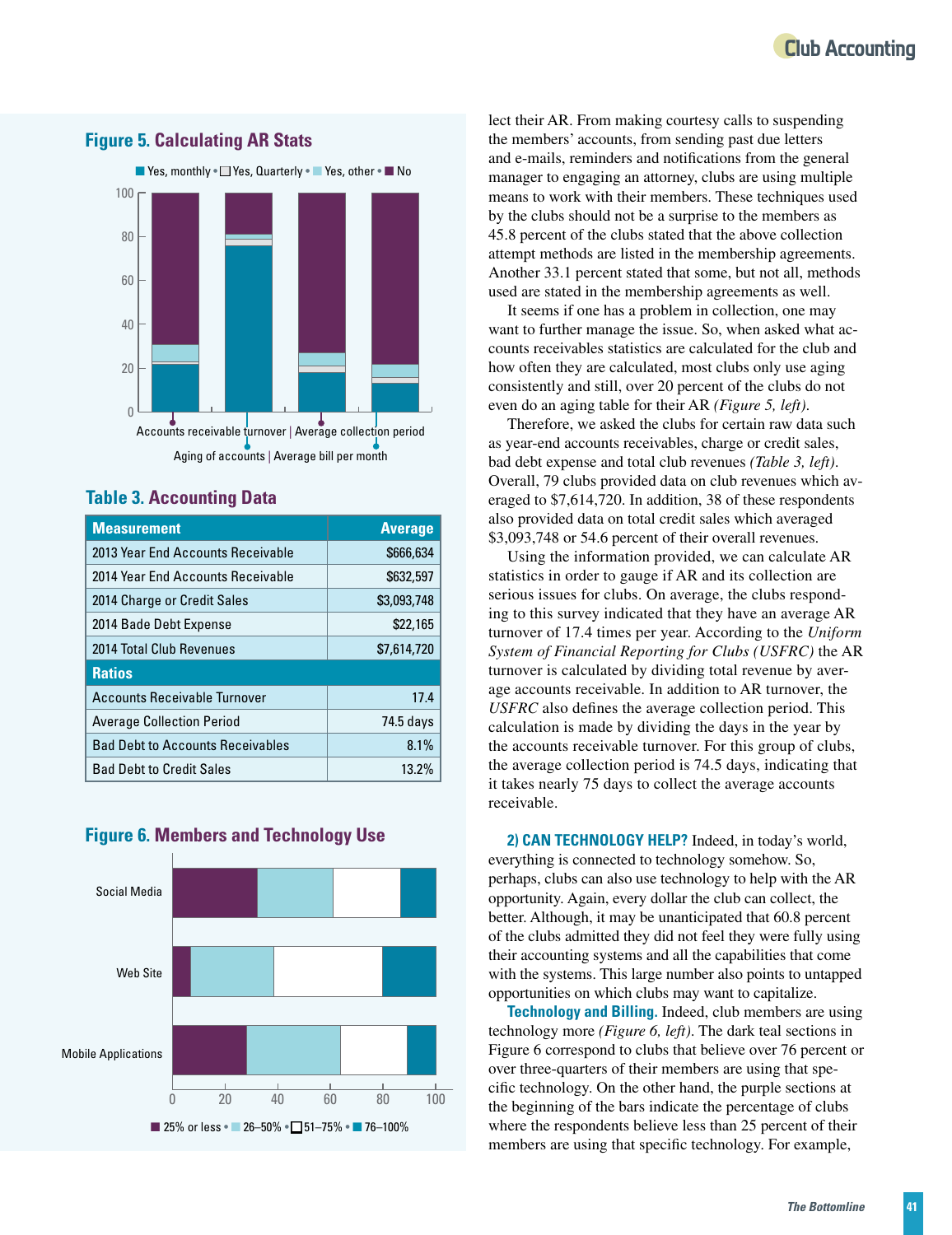### Figure 5. Calculating AR Stats

■ Yes, monthly • □ Yes, Quarterly • ■ Yes, other • ■ No

Accounts receivable turnover | Average collection period

Aging of accounts | Average bill per month

### Table 3. Accounting Data

| Measurement | Average |
|---|---|
| 2013 Year End Accounts Receivable | $666,634 |
| 2014 Year End Accounts Receivable | $632,597 |
| 2014 Charge or Credit Sales | $3,093,748 |
| 2014 Bade Debt Expense | $22,165 |
| 2014 Total Club Revenues | $7,614,720 |
| **Ratios** | |
| Accounts Receivable Turnover | 17.4 |
| Average Collection Period | 74.5 days |
| Bad Debt to Accounts Receivables | 8.1% |
| Bad Debt to Credit Sales | 13.2% |

### Figure 6. Members and Technology Use

Social Media

Web Site

Mobile Applications

■ 25% or less • ■ 26–50% • □ 51–75% • ■ 76–100%

lect their AR. From making courtesy calls to suspending the members' accounts, from sending past due letters and e-mails, reminders and notifications from the general manager to engaging an attorney, clubs are using multiple means to work with their members. These techniques used by the clubs should not be a surprise to the members as 45.8 percent of the clubs stated that the above collection attempt methods are listed in the membership agreements. Another 33.1 percent stated that some, but not all, methods used are stated in the membership agreements as well.

It seems if one has a problem in collection, one may want to further manage the issue. So, when asked what accounts receivables statistics are calculated for the club and how often they are calculated, most clubs only use aging consistently and still, over 20 percent of the clubs do not even do an aging table for their AR *(Figure 5, left)*.

Therefore, we asked the clubs for certain raw data such as year-end accounts receivables, charge or credit sales, bad debt expense and total club revenues *(Table 3, left)*. Overall, 79 clubs provided data on club revenues which averaged to $7,614,720. In addition, 38 of these respondents also provided data on total credit sales which averaged $3,093,748 or 54.6 percent of their overall revenues.

Using the information provided, we can calculate AR statistics in order to gauge if AR and its collection are serious issues for clubs. On average, the clubs responding to this survey indicated that they have an average AR turnover of 17.4 times per year. According to the *Uniform System of Financial Reporting for Clubs (USFRC)* the AR turnover is calculated by dividing total revenue by average accounts receivable. In addition to AR turnover, the *USFRC* also defines the average collection period. This calculation is made by dividing the days in the year by the accounts receivable turnover. For this group of clubs, the average collection period is 74.5 days, indicating that it takes nearly 75 days to collect the average accounts receivable.

**2) CAN TECHNOLOGY HELP?** Indeed, in today's world, everything is connected to technology somehow. So, perhaps, clubs can also use technology to help with the AR opportunity. Again, every dollar the club can collect, the better. Although, it may be unanticipated that 60.8 percent of the clubs admitted they did not feel they were fully using their accounting systems and all the capabilities that come with the systems. This large number also points to untapped opportunities on which clubs may want to capitalize.

**Technology and Billing.** Indeed, club members are using technology more *(Figure 6, left)*. The dark teal sections in Figure 6 correspond to clubs that believe over 76 percent or over three-quarters of their members are using that specific technology. On the other hand, the purple sections at the beginning of the bars indicate the percentage of clubs where the respondents believe less than 25 percent of their members are using that specific technology. For example,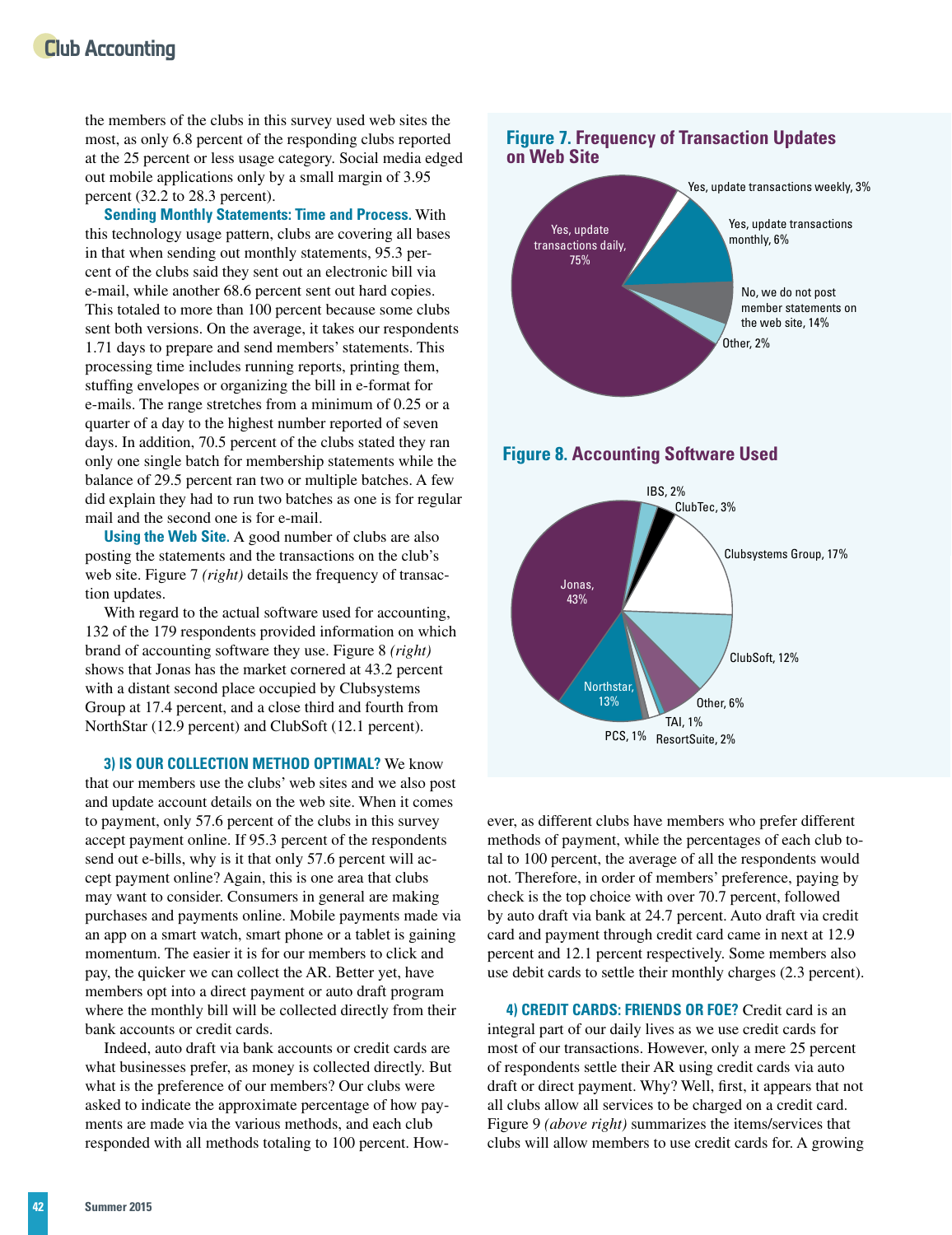the members of the clubs in this survey used web sites the most, as only 6.8 percent of the responding clubs reported at the 25 percent or less usage category. Social media edged out mobile applications only by a small margin of 3.95 percent (32.2 to 28.3 percent).

**Sending Monthly Statements: Time and Process.** With this technology usage pattern, clubs are covering all bases in that when sending out monthly statements, 95.3 percent of the clubs said they sent out an electronic bill via e-mail, while another 68.6 percent sent out hard copies. This totaled to more than 100 percent because some clubs sent both versions. On the average, it takes our respondents 1.71 days to prepare and send members' statements. This processing time includes running reports, printing them, stuffing envelopes or organizing the bill in e-format for e-mails. The range stretches from a minimum of 0.25 or a quarter of a day to the highest number reported of seven days. In addition, 70.5 percent of the clubs stated they ran only one single batch for membership statements while the balance of 29.5 percent ran two or multiple batches. A few did explain they had to run two batches as one is for regular mail and the second one is for e-mail.

**Using the Web Site.** A good number of clubs are also posting the statements and the transactions on the club's web site. Figure 7 *(right)* details the frequency of transaction updates.

With regard to the actual software used for accounting, 132 of the 179 respondents provided information on which brand of accounting software they use. Figure 8 *(right)* shows that Jonas has the market cornered at 43.2 percent with a distant second place occupied by Clubsystems Group at 17.4 percent, and a close third and fourth from NorthStar (12.9 percent) and ClubSoft (12.1 percent).

**Figure 7. Frequency of Transaction Updates on Web Site**

| Response | Percent |
| --- | --- |
| Yes, update transactions daily | 75% |
| Yes, update transactions weekly | 3% |
| Yes, update transactions monthly | 6% |
| No, we do not post member statements on the web site | 14% |
| Other | 2% |

**Figure 8. Accounting Software Used**

| Software | Percent |
| --- | --- |
| Jonas | 43% |
| IBS | 2% |
| ClubTec | 3% |
| Clubsystems Group | 17% |
| ClubSoft | 12% |
| Other | 6% |
| TAI | 1% |
| ResortSuite | 2% |
| PCS | 1% |
| Northstar | 13% |

### 3) IS OUR COLLECTION METHOD OPTIMAL?

We know that our members use the clubs' web sites and we also post and update account details on the web site. When it comes to payment, only 57.6 percent of the clubs in this survey accept payment online. If 95.3 percent of the respondents send out e-bills, why is it that only 57.6 percent will accept payment online? Again, this is one area that clubs may want to consider. Consumers in general are making purchases and payments online. Mobile payments made via an app on a smart watch, smart phone or a tablet is gaining momentum. The easier it is for our members to click and pay, the quicker we can collect the AR. Better yet, have members opt into a direct payment or auto draft program where the monthly bill will be collected directly from their bank accounts or credit cards.

Indeed, auto draft via bank accounts or credit cards are what businesses prefer, as money is collected directly. But what is the preference of our members? Our clubs were asked to indicate the approximate percentage of how payments are made via the various methods, and each club responded with all methods totaling to 100 percent. However, as different clubs have members who prefer different methods of payment, while the percentages of each club total to 100 percent, the average of all the respondents would not. Therefore, in order of members' preference, paying by check is the top choice with over 70.7 percent, followed by auto draft via bank at 24.7 percent. Auto draft via credit card and payment through credit card came in next at 12.9 percent and 12.1 percent respectively. Some members also use debit cards to settle their monthly charges (2.3 percent).

### 4) CREDIT CARDS: FRIENDS OR FOE?

Credit card is an integral part of our daily lives as we use credit cards for most of our transactions. However, only a mere 25 percent of respondents settle their AR using credit cards via auto draft or direct payment. Why? Well, first, it appears that not all clubs allow all services to be charged on a credit card. Figure 9 *(above right)* summarizes the items/services that clubs will allow members to use credit cards for. A growing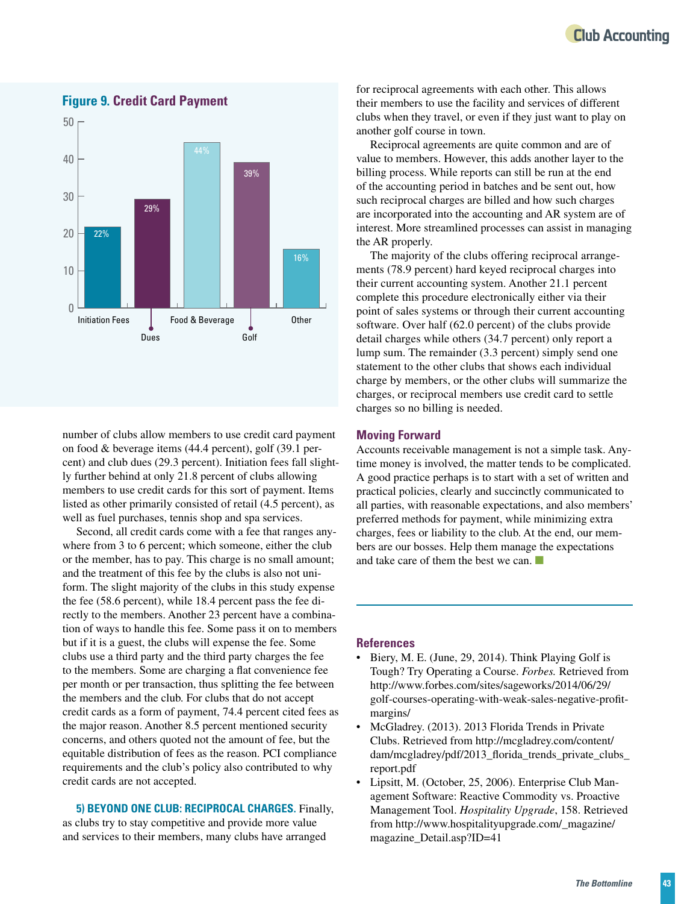**Figure 9. Credit Card Payment**

50
40
30
20
10
0

22%
29%
44%
39%
16%

Initiation Fees
Dues
Food & Beverage
Golf
Other

number of clubs allow members to use credit card payment on food & beverage items (44.4 percent), golf (39.1 percent) and club dues (29.3 percent). Initiation fees fall slightly further behind at only 21.8 percent of clubs allowing members to use credit cards for this sort of payment. Items listed as other primarily consisted of retail (4.5 percent), as well as fuel purchases, tennis shop and spa services.

Second, all credit cards come with a fee that ranges anywhere from 3 to 6 percent; which someone, either the club or the member, has to pay. This charge is no small amount; and the treatment of this fee by the clubs is also not uniform. The slight majority of the clubs in this study expense the fee (58.6 percent), while 18.4 percent pass the fee directly to the members. Another 23 percent have a combination of ways to handle this fee. Some pass it on to members but if it is a guest, the clubs will expense the fee. Some clubs use a third party and the third party charges the fee to the members. Some are charging a flat convenience fee per month or per transaction, thus splitting the fee between the members and the club. For clubs that do not accept credit cards as a form of payment, 74.4 percent cited fees as the major reason. Another 8.5 percent mentioned security concerns, and others quoted not the amount of fee, but the equitable distribution of fees as the reason. PCI compliance requirements and the club's policy also contributed to why credit cards are not accepted.

**5) BEYOND ONE CLUB: RECIPROCAL CHARGES.** Finally, as clubs try to stay competitive and provide more value and services to their members, many clubs have arranged for reciprocal agreements with each other. This allows their members to use the facility and services of different clubs when they travel, or even if they just want to play on another golf course in town.

Reciprocal agreements are quite common and are of value to members. However, this adds another layer to the billing process. While reports can still be run at the end of the accounting period in batches and be sent out, how such reciprocal charges are billed and how such charges are incorporated into the accounting and AR system are of interest. More streamlined processes can assist in managing the AR properly.

The majority of the clubs offering reciprocal arrangements (78.9 percent) hard keyed reciprocal charges into their current accounting system. Another 21.1 percent complete this procedure electronically either via their point of sales systems or through their current accounting software. Over half (62.0 percent) of the clubs provide detail charges while others (34.7 percent) only report a lump sum. The remainder (3.3 percent) simply send one statement to the other clubs that shows each individual charge by members, or the other clubs will summarize the charges, or reciprocal members use credit card to settle charges so no billing is needed.

## Moving Forward

Accounts receivable management is not a simple task. Anytime money is involved, the matter tends to be complicated. A good practice perhaps is to start with a set of written and practical policies, clearly and succinctly communicated to all parties, with reasonable expectations, and also members' preferred methods for payment, while minimizing extra charges, fees or liability to the club. At the end, our members are our bosses. Help them manage the expectations and take care of them the best we can.

## References

- Biery, M. E. (June, 29, 2014). Think Playing Golf is Tough? Try Operating a Course. *Forbes.* Retrieved from http://www.forbes.com/sites/sageworks/2014/06/29/golf-courses-operating-with-weak-sales-negative-profit-margins/
- McGladrey. (2013). 2013 Florida Trends in Private Clubs. Retrieved from http://mcgladrey.com/content/dam/mcgladrey/pdf/2013_florida_trends_private_clubs_report.pdf
- Lipsitt, M. (October, 25, 2006). Enterprise Club Management Software: Reactive Commodity vs. Proactive Management Tool. *Hospitality Upgrade*, 158. Retrieved from http://www.hospitalityupgrade.com/_magazine/magazine_Detail.asp?ID=41